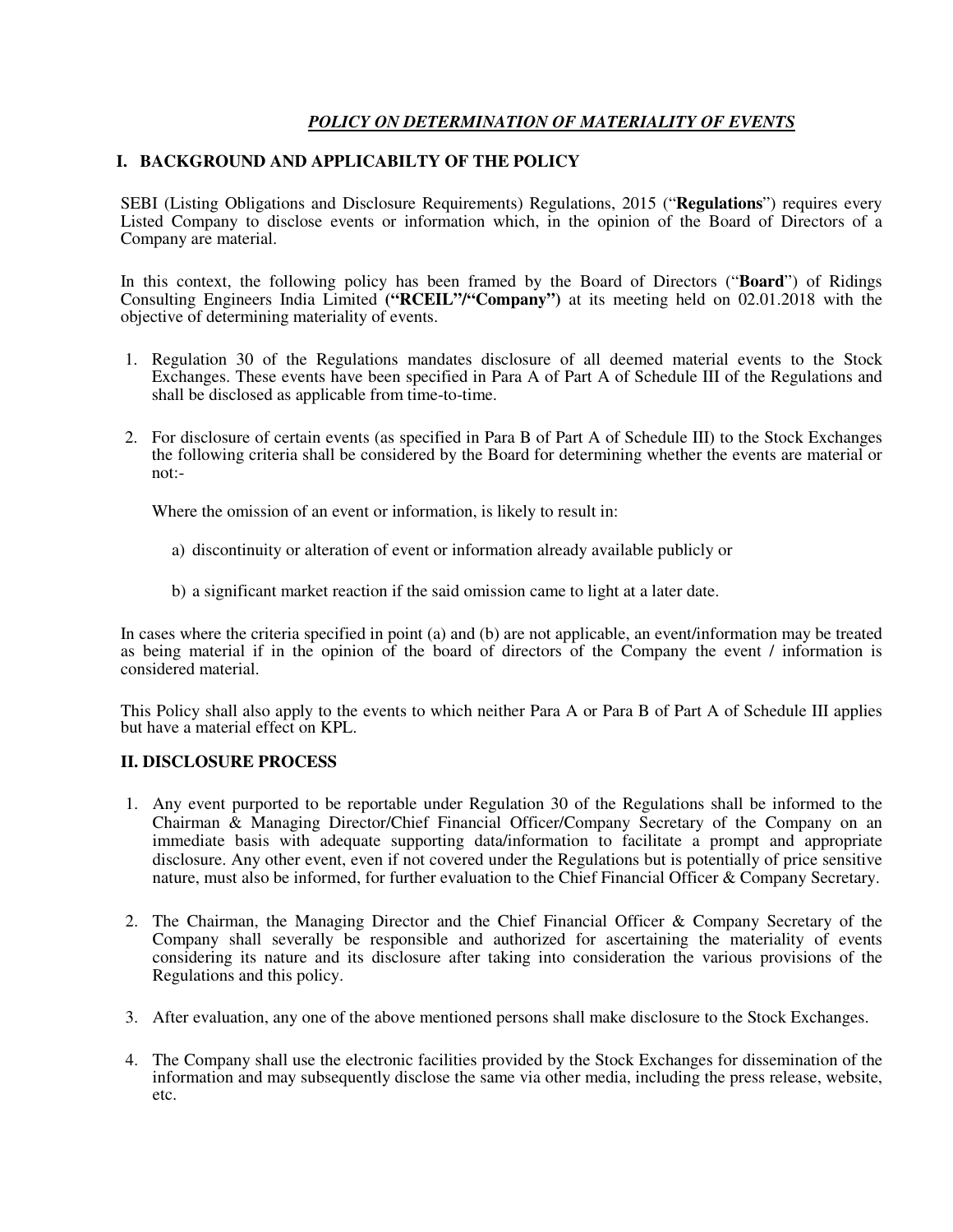# ***POLICY ON DETERMINATION OF MATERIALITY OF EVENTS***

## I. BACKGROUND AND APPLICABILTY OF THE POLICY

SEBI (Listing Obligations and Disclosure Requirements) Regulations, 2015 ("**Regulations**") requires every Listed Company to disclose events or information which, in the opinion of the Board of Directors of a Company are material.

In this context, the following policy has been framed by the Board of Directors ("**Board**") of Ridings Consulting Engineers India Limited **("RCEIL"/"Company")** at its meeting held on 02.01.2018 with the objective of determining materiality of events.

1. Regulation 30 of the Regulations mandates disclosure of all deemed material events to the Stock Exchanges. These events have been specified in Para A of Part A of Schedule III of the Regulations and shall be disclosed as applicable from time-to-time.

2. For disclosure of certain events (as specified in Para B of Part A of Schedule III) to the Stock Exchanges the following criteria shall be considered by the Board for determining whether the events are material or not:-

   Where the omission of an event or information, is likely to result in:

   a) discontinuity or alteration of event or information already available publicly or

   b) a significant market reaction if the said omission came to light at a later date.

In cases where the criteria specified in point (a) and (b) are not applicable, an event/information may be treated as being material if in the opinion of the board of directors of the Company the event / information is considered material.

This Policy shall also apply to the events to which neither Para A or Para B of Part A of Schedule III applies but have a material effect on KPL.

## II. DISCLOSURE PROCESS

1. Any event purported to be reportable under Regulation 30 of the Regulations shall be informed to the Chairman & Managing Director/Chief Financial Officer/Company Secretary of the Company on an immediate basis with adequate supporting data/information to facilitate a prompt and appropriate disclosure. Any other event, even if not covered under the Regulations but is potentially of price sensitive nature, must also be informed, for further evaluation to the Chief Financial Officer & Company Secretary.

2. The Chairman, the Managing Director and the Chief Financial Officer & Company Secretary of the Company shall severally be responsible and authorized for ascertaining the materiality of events considering its nature and its disclosure after taking into consideration the various provisions of the Regulations and this policy.

3. After evaluation, any one of the above mentioned persons shall make disclosure to the Stock Exchanges.

4. The Company shall use the electronic facilities provided by the Stock Exchanges for dissemination of the information and may subsequently disclose the same via other media, including the press release, website, etc.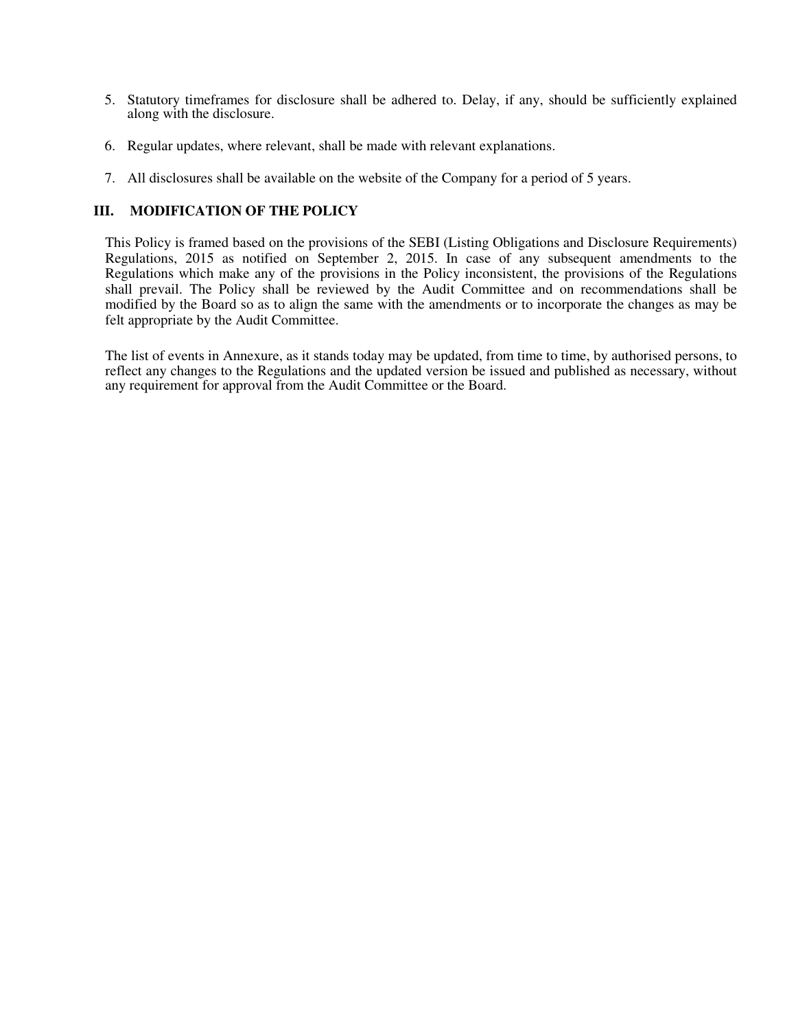5. Statutory timeframes for disclosure shall be adhered to. Delay, if any, should be sufficiently explained along with the disclosure.

6. Regular updates, where relevant, shall be made with relevant explanations.

7. All disclosures shall be available on the website of the Company for a period of 5 years.

## III. MODIFICATION OF THE POLICY

This Policy is framed based on the provisions of the SEBI (Listing Obligations and Disclosure Requirements) Regulations, 2015 as notified on September 2, 2015. In case of any subsequent amendments to the Regulations which make any of the provisions in the Policy inconsistent, the provisions of the Regulations shall prevail. The Policy shall be reviewed by the Audit Committee and on recommendations shall be modified by the Board so as to align the same with the amendments or to incorporate the changes as may be felt appropriate by the Audit Committee.

The list of events in Annexure, as it stands today may be updated, from time to time, by authorised persons, to reflect any changes to the Regulations and the updated version be issued and published as necessary, without any requirement for approval from the Audit Committee or the Board.